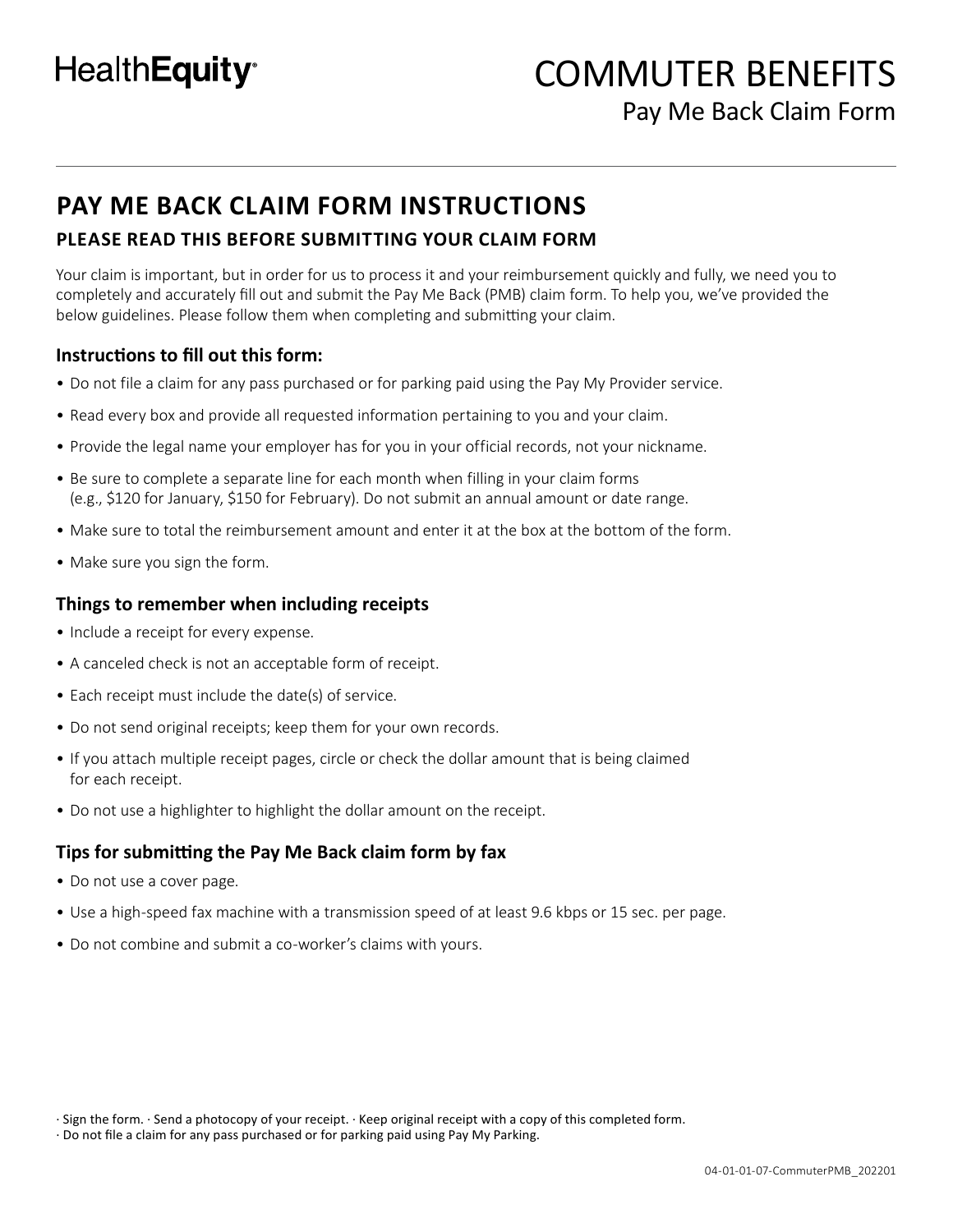HealthEquity

# COMMUTER BENEFITS

Pay Me Back Claim Form

## PAY ME BACK CLAIM FORM INSTRUCTIONS

### PLEASE READ THIS BEFORE SUBMITTING YOUR CLAIM FORM

Your claim is important, but in order for us to process it and your reimbursement quickly and fully, we need you to completely and accurately fill out and submit the Pay Me Back (PMB) claim form. To help you, we've provided the below guidelines. Please follow them when completing and submitting your claim.

### Instructions to fill out this form:

- Do not file a claim for any pass purchased or for parking paid using the Pay My Provider service.
- Read every box and provide all requested information pertaining to you and your claim.
- Provide the legal name your employer has for you in your official records, not your nickname.
- Be sure to complete a separate line for each month when filling in your claim forms (e.g., $120 for January, $150 for February). Do not submit an annual amount or date range.
- Make sure to total the reimbursement amount and enter it at the box at the bottom of the form.
- Make sure you sign the form.

### Things to remember when including receipts

- Include a receipt for every expense.
- A canceled check is not an acceptable form of receipt.
- Each receipt must include the date(s) of service.
- Do not send original receipts; keep them for your own records.
- If you attach multiple receipt pages, circle or check the dollar amount that is being claimed for each receipt.
- Do not use a highlighter to highlight the dollar amount on the receipt.

### Tips for submitting the Pay Me Back claim form by fax

- Do not use a cover page.
- Use a high-speed fax machine with a transmission speed of at least 9.6 kbps or 15 sec. per page.
- Do not combine and submit a co-worker's claims with yours.

· Sign the form. · Send a photocopy of your receipt. · Keep original receipt with a copy of this completed form.
· Do not file a claim for any pass purchased or for parking paid using Pay My Parking.

04-01-01-07-CommuterPMB_202201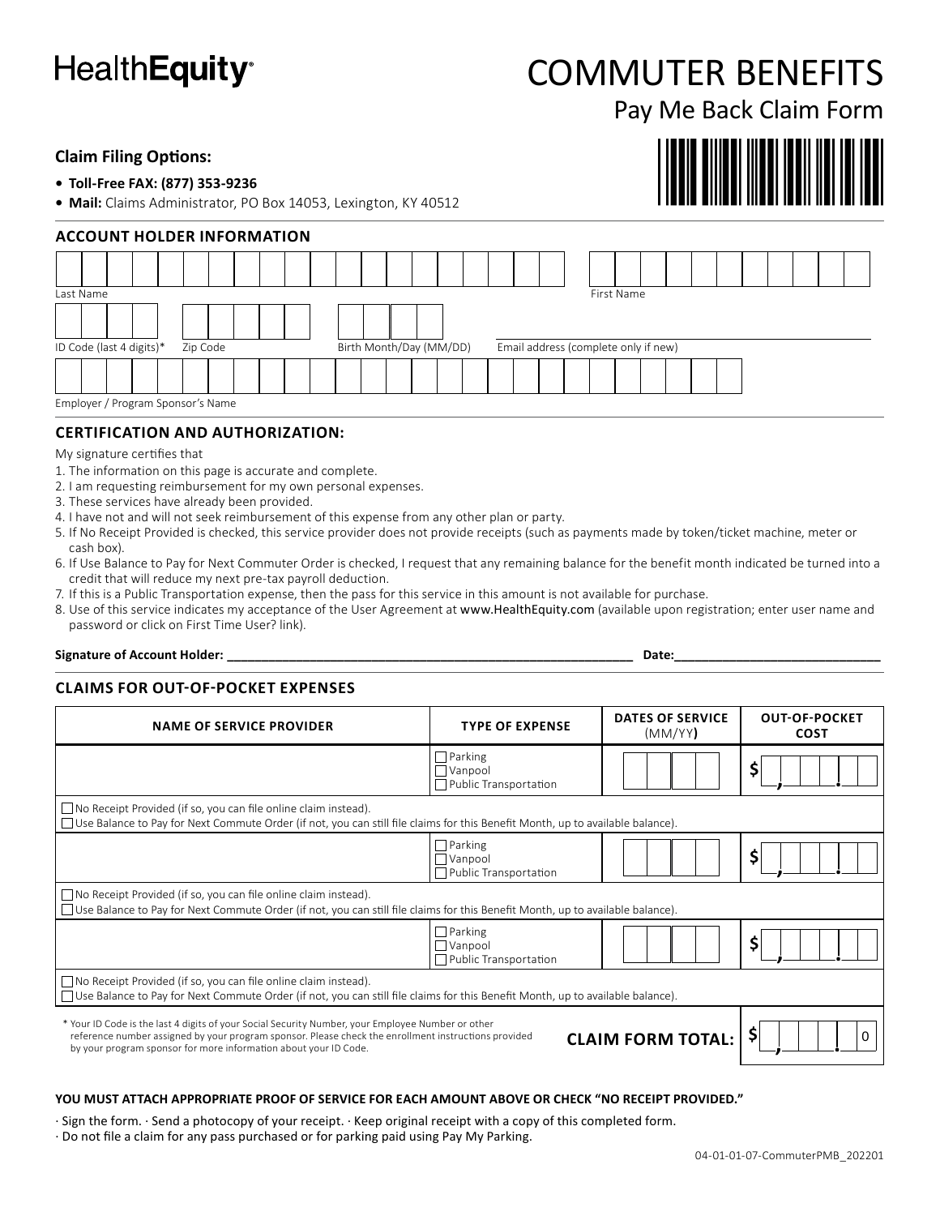# HealthEquity

# COMMUTER BENEFITS

## Pay Me Back Claim Form

**Claim Filing Options:**

- **Toll-Free FAX: (877) 353-9236**
- **Mail:** Claims Administrator, PO Box 14053, Lexington, KY 40512

## ACCOUNT HOLDER INFORMATION

Last Name

First Name

ID Code (last 4 digits)*

Zip Code

Birth Month/Day (MM/DD)

Email address (complete only if new)

Employer / Program Sponsor's Name

## CERTIFICATION AND AUTHORIZATION:

My signature certifies that

1. The information on this page is accurate and complete.
2. I am requesting reimbursement for my own personal expenses.
3. These services have already been provided.
4. I have not and will not seek reimbursement of this expense from any other plan or party.
5. If No Receipt Provided is checked, this service provider does not provide receipts (such as payments made by token/ticket machine, meter or cash box).
6. If Use Balance to Pay for Next Commuter Order is checked, I request that any remaining balance for the benefit month indicated be turned into a credit that will reduce my next pre-tax payroll deduction.
7. If this is a Public Transportation expense, then the pass for this service in this amount is not available for purchase.
8. Use of this service indicates my acceptance of the User Agreement at www.HealthEquity.com (available upon registration; enter user name and password or click on First Time User? link).

**Signature of Account Holder:** ______________________________ **Date:** ______________________________

## CLAIMS FOR OUT-OF-POCKET EXPENSES

| NAME OF SERVICE PROVIDER | TYPE OF EXPENSE | DATES OF SERVICE (MM/YY) | OUT-OF-POCKET COST |
|---|---|---|---|
| | ☐ Parking ☐ Vanpool ☐ Public Transportation | | $ |
| ☐ No Receipt Provided (if so, you can file online claim instead). ☐ Use Balance to Pay for Next Commute Order (if not, you can still file claims for this Benefit Month, up to available balance). | | | |
| | ☐ Parking ☐ Vanpool ☐ Public Transportation | | $ |
| ☐ No Receipt Provided (if so, you can file online claim instead). ☐ Use Balance to Pay for Next Commute Order (if not, you can still file claims for this Benefit Month, up to available balance). | | | |
| | ☐ Parking ☐ Vanpool ☐ Public Transportation | | $ |
| ☐ No Receipt Provided (if so, you can file online claim instead). ☐ Use Balance to Pay for Next Commute Order (if not, you can still file claims for this Benefit Month, up to available balance). | | | |

\* Your ID Code is the last 4 digits of your Social Security Number, your Employee Number or other reference number assigned by your program sponsor. Please check the enrollment instructions provided by your program sponsor for more information about your ID Code.

**CLAIM FORM TOTAL:** $ 0

**YOU MUST ATTACH APPROPRIATE PROOF OF SERVICE FOR EACH AMOUNT ABOVE OR CHECK "NO RECEIPT PROVIDED."**

· Sign the form. · Send a photocopy of your receipt. · Keep original receipt with a copy of this completed form.

· Do not file a claim for any pass purchased or for parking paid using Pay My Parking.

04-01-01-07-CommuterPMB_202201